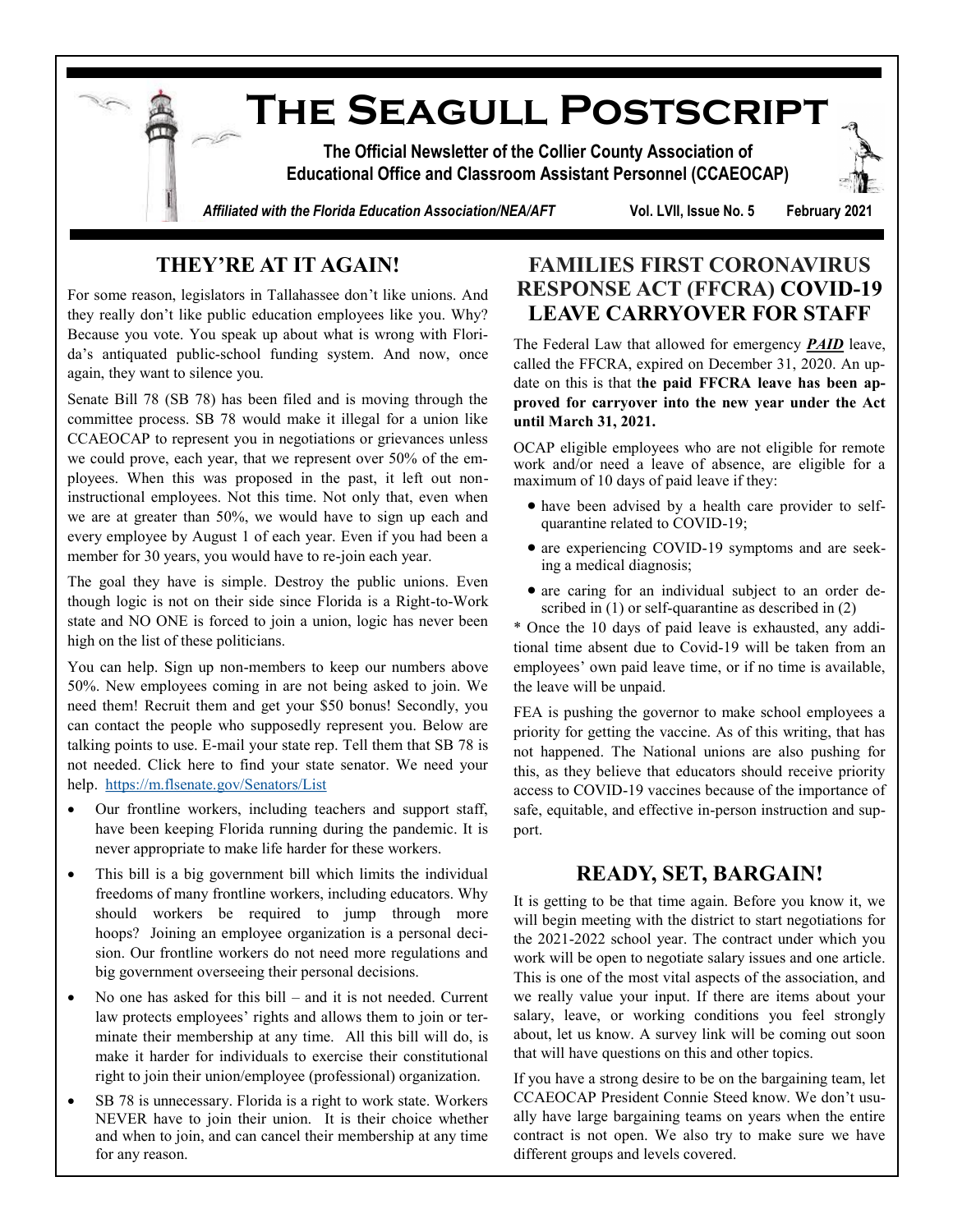# The Seagull Postscript

**The Official Newsletter of the Collier County Association of Educational Office and Classroom Assistant Personnel (CCAEOCAP)**

*Affiliated with the Florida Education Association/NEA/AFT* Vol. LVII, Issue No. 5 February 2021

## THEY'RE AT IT AGAIN!

For some reason, legislators in Tallahassee don't like unions. And they really don't like public education employees like you. Why? Because you vote. You speak up about what is wrong with Florida's antiquated public-school funding system. And now, once again, they want to silence you.

Senate Bill 78 (SB 78) has been filed and is moving through the committee process. SB 78 would make it illegal for a union like CCAEOCAP to represent you in negotiations or grievances unless we could prove, each year, that we represent over 50% of the employees. When this was proposed in the past, it left out non-instructional employees. Not this time. Not only that, even when we are at greater than 50%, we would have to sign up each and every employee by August 1 of each year. Even if you had been a member for 30 years, you would have to re-join each year.

The goal they have is simple. Destroy the public unions. Even though logic is not on their side since Florida is a Right-to-Work state and NO ONE is forced to join a union, logic has never been high on the list of these politicians.

You can help. Sign up non-members to keep our numbers above 50%. New employees coming in are not being asked to join. We need them! Recruit them and get your $50 bonus! Secondly, you can contact the people who supposedly represent you. Below are talking points to use. E-mail your state rep. Tell them that SB 78 is not needed. Click here to find your state senator. We need your help. https://m.flsenate.gov/Senators/List

- Our frontline workers, including teachers and support staff, have been keeping Florida running during the pandemic. It is never appropriate to make life harder for these workers.
- This bill is a big government bill which limits the individual freedoms of many frontline workers, including educators. Why should workers be required to jump through more hoops? Joining an employee organization is a personal decision. Our frontline workers do not need more regulations and big government overseeing their personal decisions.
- No one has asked for this bill – and it is not needed. Current law protects employees' rights and allows them to join or terminate their membership at any time. All this bill will do, is make it harder for individuals to exercise their constitutional right to join their union/employee (professional) organization.
- SB 78 is unnecessary. Florida is a right to work state. Workers NEVER have to join their union. It is their choice whether and when to join, and can cancel their membership at any time for any reason.

## FAMILIES FIRST CORONAVIRUS RESPONSE ACT (FFCRA) COVID-19 LEAVE CARRYOVER FOR STAFF

The Federal Law that allowed for emergency ***PAID*** leave, called the FFCRA, expired on December 31, 2020. An update on this is that t**he paid FFCRA leave has been approved for carryover into the new year under the Act until March 31, 2021.**

OCAP eligible employees who are not eligible for remote work and/or need a leave of absence, are eligible for a maximum of 10 days of paid leave if they:

- have been advised by a health care provider to self-quarantine related to COVID-19;
- are experiencing COVID-19 symptoms and are seeking a medical diagnosis;
- are caring for an individual subject to an order described in (1) or self-quarantine as described in (2)

* Once the 10 days of paid leave is exhausted, any additional time absent due to Covid-19 will be taken from an employees' own paid leave time, or if no time is available, the leave will be unpaid.

FEA is pushing the governor to make school employees a priority for getting the vaccine. As of this writing, that has not happened. The National unions are also pushing for this, as they believe that educators should receive priority access to COVID-19 vaccines because of the importance of safe, equitable, and effective in-person instruction and support.

## READY, SET, BARGAIN!

It is getting to be that time again. Before you know it, we will begin meeting with the district to start negotiations for the 2021-2022 school year. The contract under which you work will be open to negotiate salary issues and one article. This is one of the most vital aspects of the association, and we really value your input. If there are items about your salary, leave, or working conditions you feel strongly about, let us know. A survey link will be coming out soon that will have questions on this and other topics.

If you have a strong desire to be on the bargaining team, let CCAEOCAP President Connie Steed know. We don't usually have large bargaining teams on years when the entire contract is not open. We also try to make sure we have different groups and levels covered.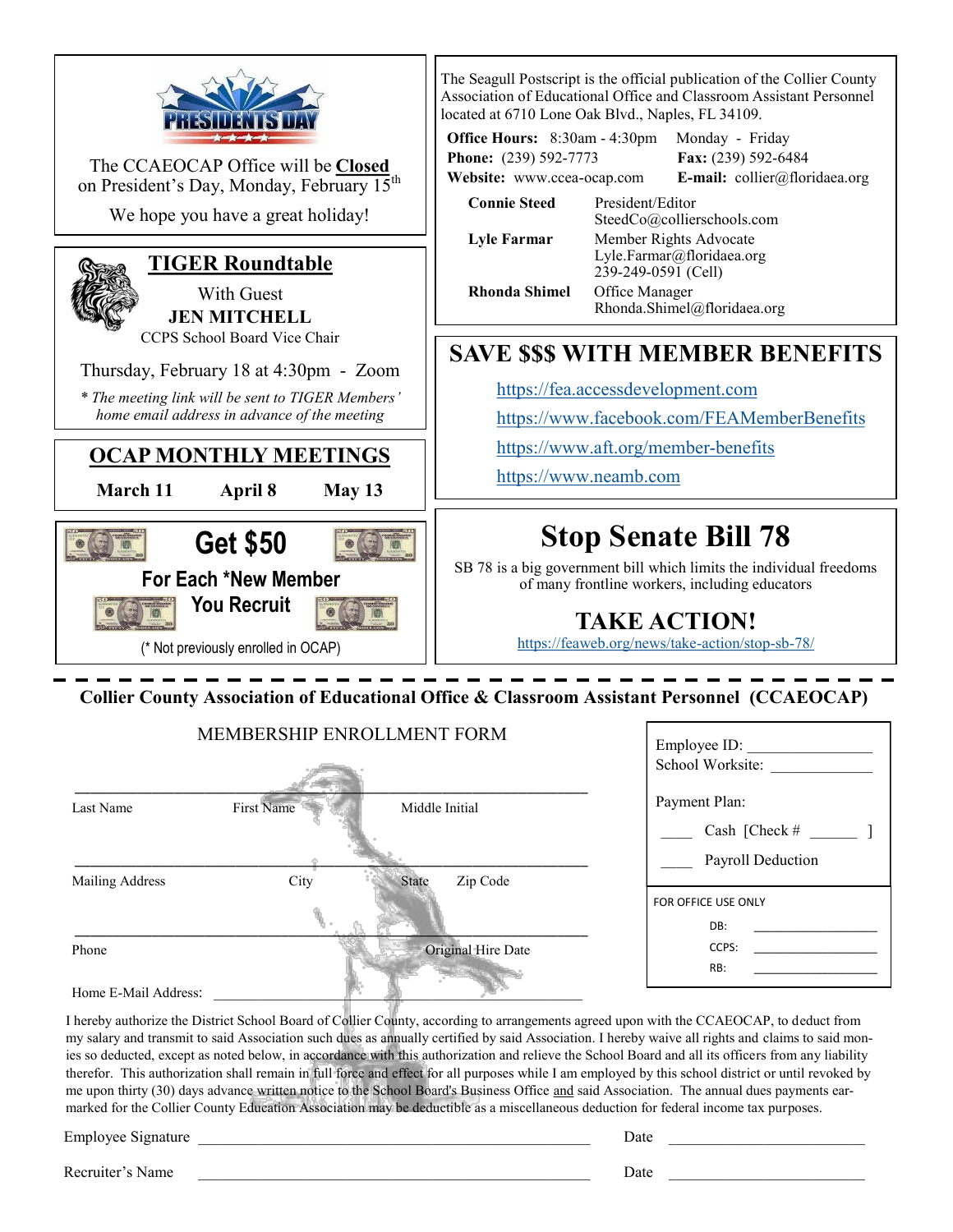The CCAEOCAP Office will be **Closed** on President's Day, Monday, February 15th

We hope you have a great holiday!

## TIGER Roundtable

With Guest
**JEN MITCHELL**
CCPS School Board Vice Chair

Thursday, February 18 at 4:30pm - Zoom

*\* The meeting link will be sent to TIGER Members' home email address in advance of the meeting*

## OCAP MONTHLY MEETINGS

**March 11** **April 8** **May 13**

## Get $50

**For Each *New Member You Recruit**

(* Not previously enrolled in OCAP)

The Seagull Postscript is the official publication of the Collier County Association of Educational Office and Classroom Assistant Personnel located at 6710 Lone Oak Blvd., Naples, FL 34109.

**Office Hours:** 8:30am - 4:30pm Monday - Friday
**Phone:** (239) 592-7773 **Fax:** (239) 592-6484
**Website:** www.ccea-ocap.com **E-mail:** collier@floridaea.org

| | |
|---|---|
| **Connie Steed** | President/Editor SteedCo@collierschools.com |
| **Lyle Farmar** | Member Rights Advocate Lyle.Farmar@floridaea.org 239-249-0591 (Cell) |
| **Rhonda Shimel** | Office Manager Rhonda.Shimel@floridaea.org |

## SAVE $$$ WITH MEMBER BENEFITS

https://fea.accessdevelopment.com
https://www.facebook.com/FEAMemberBenefits
https://www.aft.org/member-benefits
https://www.neamb.com

## Stop Senate Bill 78

SB 78 is a big government bill which limits the individual freedoms of many frontline workers, including educators

## TAKE ACTION!

https://feaweb.org/news/take-action/stop-sb-78/

---

**Collier County Association of Educational Office & Classroom Assistant Personnel (CCAEOCAP)**

MEMBERSHIP ENROLLMENT FORM

Last Name ____ First Name ____ Middle Initial ____

Mailing Address ____ City ____ State ____ Zip Code ____

Phone ____ Original Hire Date ____

Home E-Mail Address: ____________________

Employee ID: ____________
School Worksite: ____________

Payment Plan:

____ Cash [Check # ______ ]

____ Payroll Deduction

FOR OFFICE USE ONLY

DB: ____________
CCPS: ____________
RB: ____________

I hereby authorize the District School Board of Collier County, according to arrangements agreed upon with the CCAEOCAP, to deduct from my salary and transmit to said Association such dues as annually certified by said Association. I hereby waive all rights and claims to said monies so deducted, except as noted below, in accordance with this authorization and relieve the School Board and all its officers from any liability therefor. This authorization shall remain in full force and effect for all purposes while I am employed by this school district or until revoked by me upon thirty (30) days advance written notice to the School Board's Business Office and said Association. The annual dues payments earmarked for the Collier County Education Association may be deductible as a miscellaneous deduction for federal income tax purposes.

Employee Signature ______________________ Date ____________

Recruiter's Name ______________________ Date ____________